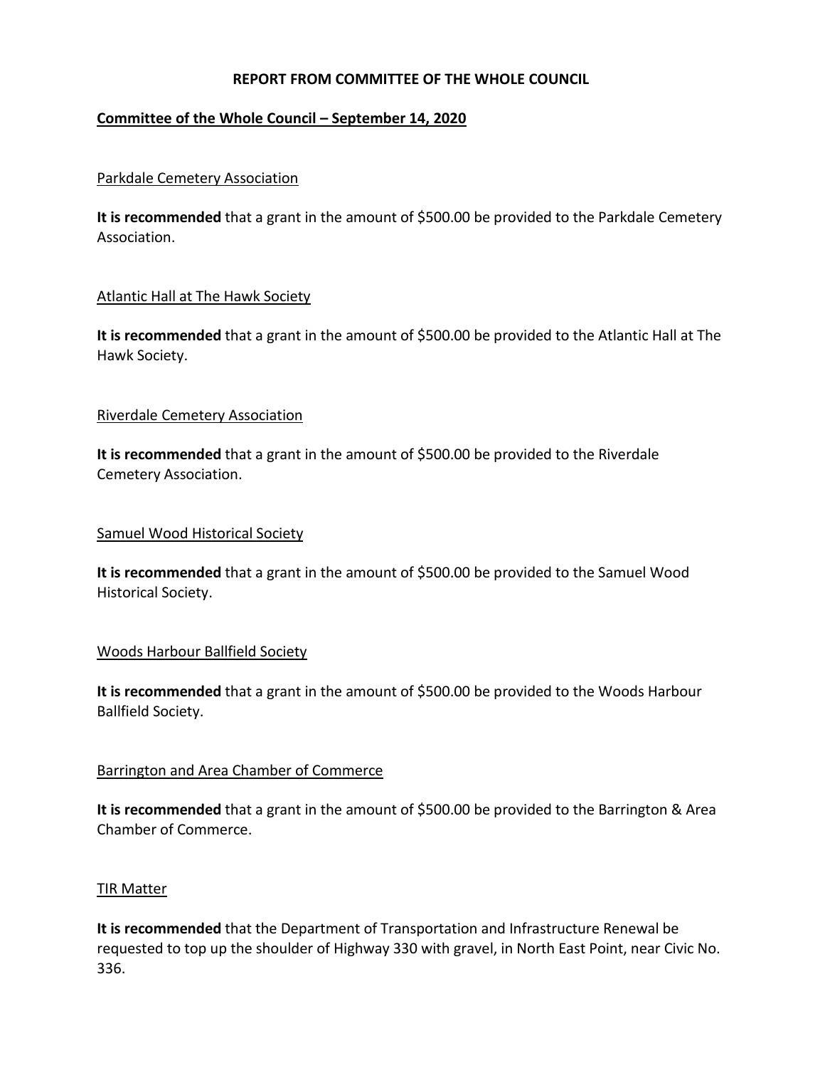# REPORT FROM COMMITTEE OF THE WHOLE COUNCIL

## Committee of the Whole Council – September 14, 2020

### Parkdale Cemetery Association

**It is recommended** that a grant in the amount of $500.00 be provided to the Parkdale Cemetery Association.

### Atlantic Hall at The Hawk Society

**It is recommended** that a grant in the amount of $500.00 be provided to the Atlantic Hall at The Hawk Society.

### Riverdale Cemetery Association

**It is recommended** that a grant in the amount of $500.00 be provided to the Riverdale Cemetery Association.

### Samuel Wood Historical Society

**It is recommended** that a grant in the amount of $500.00 be provided to the Samuel Wood Historical Society.

### Woods Harbour Ballfield Society

**It is recommended** that a grant in the amount of $500.00 be provided to the Woods Harbour Ballfield Society.

### Barrington and Area Chamber of Commerce

**It is recommended** that a grant in the amount of $500.00 be provided to the Barrington & Area Chamber of Commerce.

### TIR Matter

**It is recommended** that the Department of Transportation and Infrastructure Renewal be requested to top up the shoulder of Highway 330 with gravel, in North East Point, near Civic No. 336.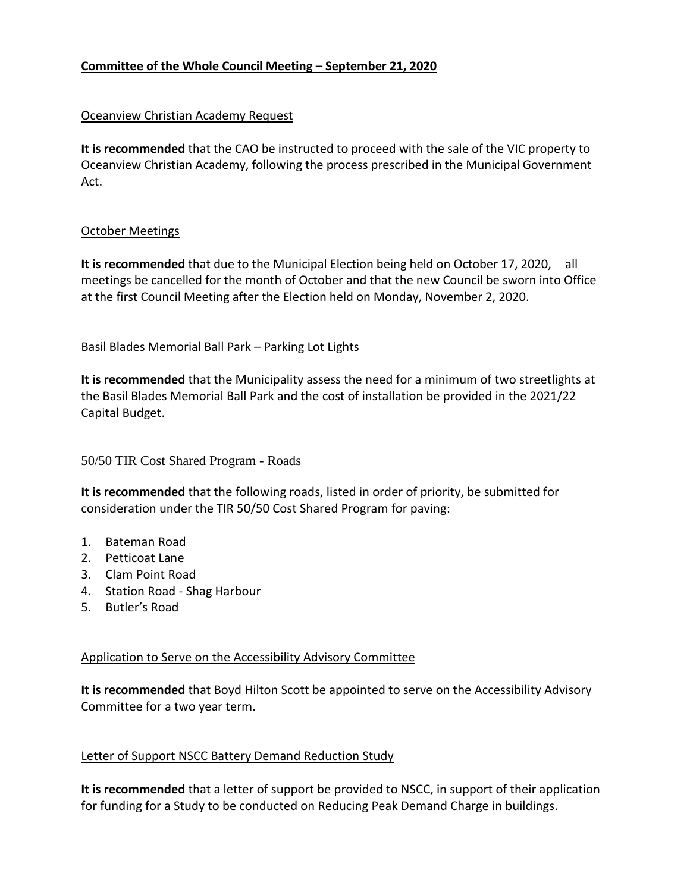# Committee of the Whole Council Meeting – September 21, 2020

## Oceanview Christian Academy Request

**It is recommended** that the CAO be instructed to proceed with the sale of the VIC property to Oceanview Christian Academy, following the process prescribed in the Municipal Government Act.

## October Meetings

**It is recommended** that due to the Municipal Election being held on October 17, 2020, all meetings be cancelled for the month of October and that the new Council be sworn into Office at the first Council Meeting after the Election held on Monday, November 2, 2020.

## Basil Blades Memorial Ball Park – Parking Lot Lights

**It is recommended** that the Municipality assess the need for a minimum of two streetlights at the Basil Blades Memorial Ball Park and the cost of installation be provided in the 2021/22 Capital Budget.

## 50/50 TIR Cost Shared Program - Roads

**It is recommended** that the following roads, listed in order of priority, be submitted for consideration under the TIR 50/50 Cost Shared Program for paving:

1. Bateman Road
2. Petticoat Lane
3. Clam Point Road
4. Station Road - Shag Harbour
5. Butler's Road

## Application to Serve on the Accessibility Advisory Committee

**It is recommended** that Boyd Hilton Scott be appointed to serve on the Accessibility Advisory Committee for a two year term.

## Letter of Support NSCC Battery Demand Reduction Study

**It is recommended** that a letter of support be provided to NSCC, in support of their application for funding for a Study to be conducted on Reducing Peak Demand Charge in buildings.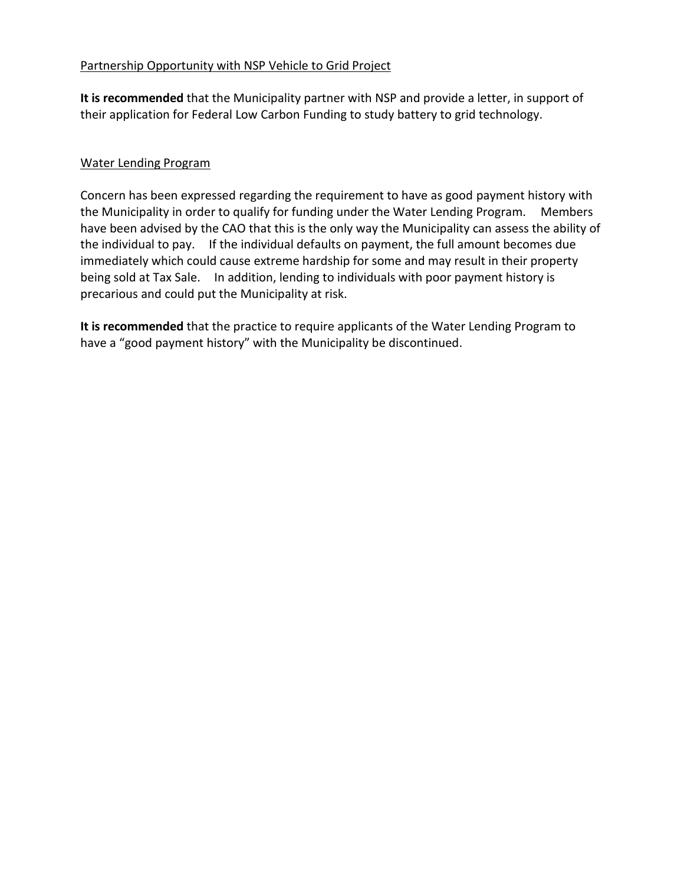Partnership Opportunity with NSP Vehicle to Grid Project

**It is recommended** that the Municipality partner with NSP and provide a letter, in support of their application for Federal Low Carbon Funding to study battery to grid technology.

Water Lending Program

Concern has been expressed regarding the requirement to have as good payment history with the Municipality in order to qualify for funding under the Water Lending Program. Members have been advised by the CAO that this is the only way the Municipality can assess the ability of the individual to pay. If the individual defaults on payment, the full amount becomes due immediately which could cause extreme hardship for some and may result in their property being sold at Tax Sale. In addition, lending to individuals with poor payment history is precarious and could put the Municipality at risk.

**It is recommended** that the practice to require applicants of the Water Lending Program to have a "good payment history" with the Municipality be discontinued.